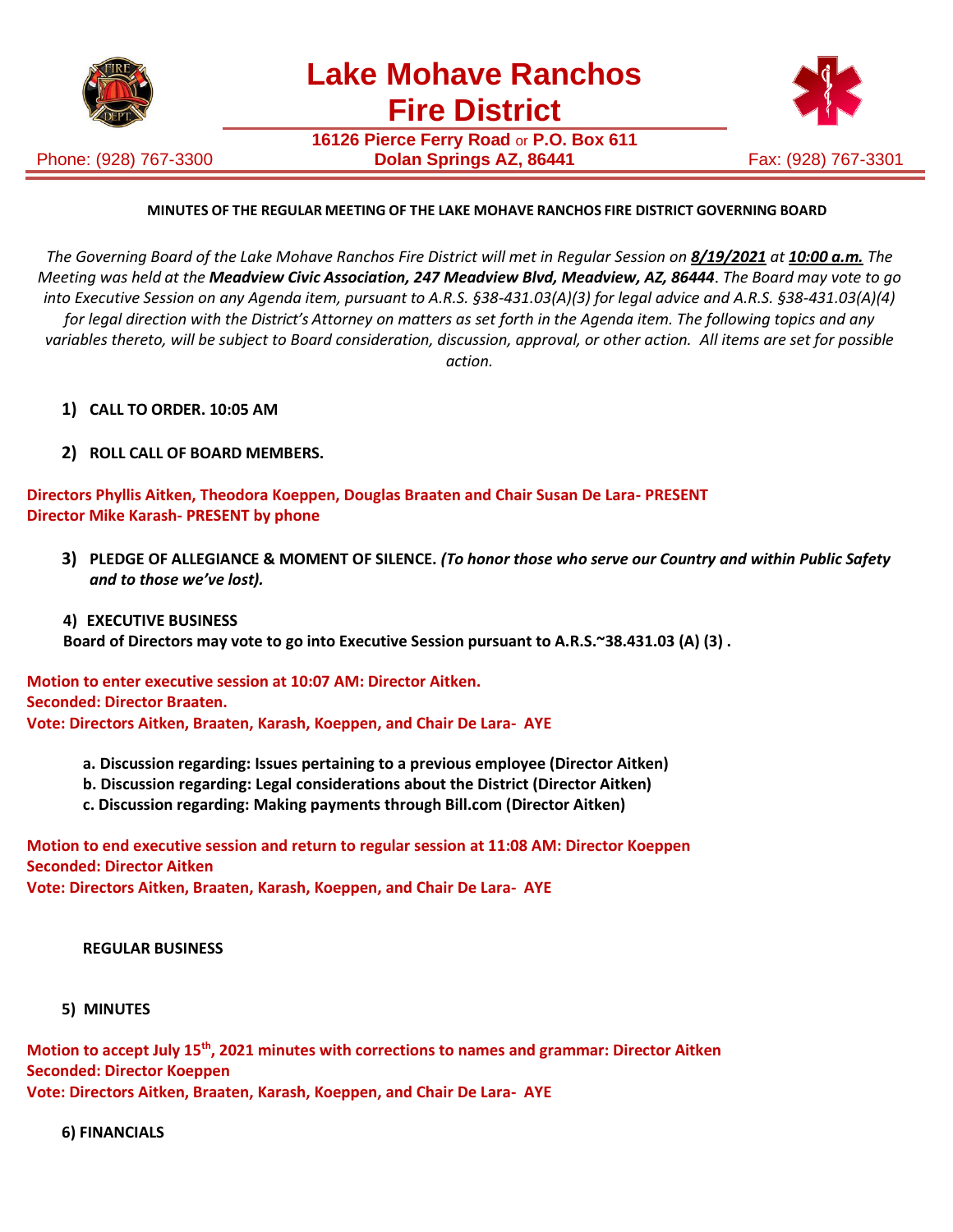# Lake Mohave Ranchos Fire District

**16126 Pierce Ferry Road** or **P.O. Box 611**
**Dolan Springs AZ, 86441**

Phone: (928) 767-3300 | Fax: (928) 767-3301

**MINUTES OF THE REGULAR MEETING OF THE LAKE MOHAVE RANCHOS FIRE DISTRICT GOVERNING BOARD**

*The Governing Board of the Lake Mohave Ranchos Fire District will met in Regular Session on **8/19/2021** at **10:00 a.m.** The Meeting was held at the **Meadview Civic Association, 247 Meadview Blvd, Meadview, AZ, 86444**. The Board may vote to go into Executive Session on any Agenda item, pursuant to A.R.S. §38-431.03(A)(3) for legal advice and A.R.S. §38-431.03(A)(4) for legal direction with the District's Attorney on matters as set forth in the Agenda item. The following topics and any variables thereto, will be subject to Board consideration, discussion, approval, or other action. All items are set for possible action.*

1) **CALL TO ORDER. 10:05 AM**

2) **ROLL CALL OF BOARD MEMBERS.**

**Directors Phyllis Aitken, Theodora Koeppen, Douglas Braaten and Chair Susan De Lara- PRESENT**
**Director Mike Karash- PRESENT by phone**

3) **PLEDGE OF ALLEGIANCE & MOMENT OF SILENCE.** ***(To honor those who serve our Country and within Public Safety and to those we've lost).***

4) **EXECUTIVE BUSINESS**
**Board of Directors may vote to go into Executive Session pursuant to A.R.S.~38.431.03 (A) (3) .**

**Motion to enter executive session at 10:07 AM: Director Aitken.**
**Seconded: Director Braaten.**
**Vote: Directors Aitken, Braaten, Karash, Koeppen, and Chair De Lara- AYE**

a. **Discussion regarding: Issues pertaining to a previous employee (Director Aitken)**
b. **Discussion regarding: Legal considerations about the District (Director Aitken)**
c. **Discussion regarding: Making payments through Bill.com (Director Aitken)**

**Motion to end executive session and return to regular session at 11:08 AM: Director Koeppen**
**Seconded: Director Aitken**
**Vote: Directors Aitken, Braaten, Karash, Koeppen, and Chair De Lara- AYE**

**REGULAR BUSINESS**

5) **MINUTES**

**Motion to accept July 15th, 2021 minutes with corrections to names and grammar: Director Aitken**
**Seconded: Director Koeppen**
**Vote: Directors Aitken, Braaten, Karash, Koeppen, and Chair De Lara- AYE**

6) **FINANCIALS**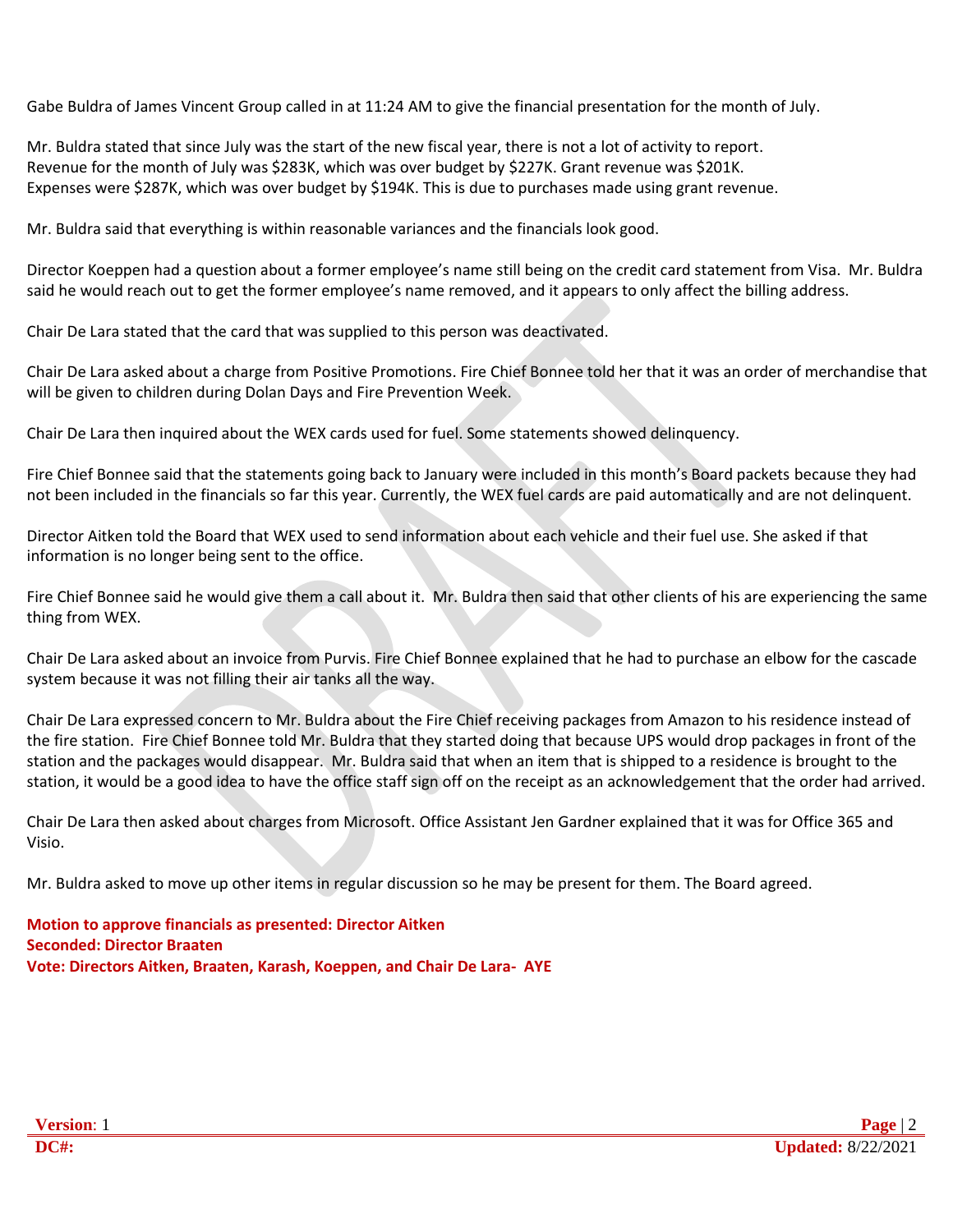Gabe Buldra of James Vincent Group called in at 11:24 AM to give the financial presentation for the month of July.

Mr. Buldra stated that since July was the start of the new fiscal year, there is not a lot of activity to report. Revenue for the month of July was $283K, which was over budget by $227K. Grant revenue was $201K. Expenses were $287K, which was over budget by $194K. This is due to purchases made using grant revenue.

Mr. Buldra said that everything is within reasonable variances and the financials look good.

Director Koeppen had a question about a former employee's name still being on the credit card statement from Visa. Mr. Buldra said he would reach out to get the former employee's name removed, and it appears to only affect the billing address.

Chair De Lara stated that the card that was supplied to this person was deactivated.

Chair De Lara asked about a charge from Positive Promotions. Fire Chief Bonnee told her that it was an order of merchandise that will be given to children during Dolan Days and Fire Prevention Week.

Chair De Lara then inquired about the WEX cards used for fuel. Some statements showed delinquency.

Fire Chief Bonnee said that the statements going back to January were included in this month's Board packets because they had not been included in the financials so far this year. Currently, the WEX fuel cards are paid automatically and are not delinquent.

Director Aitken told the Board that WEX used to send information about each vehicle and their fuel use. She asked if that information is no longer being sent to the office.

Fire Chief Bonnee said he would give them a call about it. Mr. Buldra then said that other clients of his are experiencing the same thing from WEX.

Chair De Lara asked about an invoice from Purvis. Fire Chief Bonnee explained that he had to purchase an elbow for the cascade system because it was not filling their air tanks all the way.

Chair De Lara expressed concern to Mr. Buldra about the Fire Chief receiving packages from Amazon to his residence instead of the fire station. Fire Chief Bonnee told Mr. Buldra that they started doing that because UPS would drop packages in front of the station and the packages would disappear. Mr. Buldra said that when an item that is shipped to a residence is brought to the station, it would be a good idea to have the office staff sign off on the receipt as an acknowledgement that the order had arrived.

Chair De Lara then asked about charges from Microsoft. Office Assistant Jen Gardner explained that it was for Office 365 and Visio.

Mr. Buldra asked to move up other items in regular discussion so he may be present for them. The Board agreed.

**Motion to approve financials as presented: Director Aitken**
**Seconded: Director Braaten**
**Vote: Directors Aitken, Braaten, Karash, Koeppen, and Chair De Lara- AYE**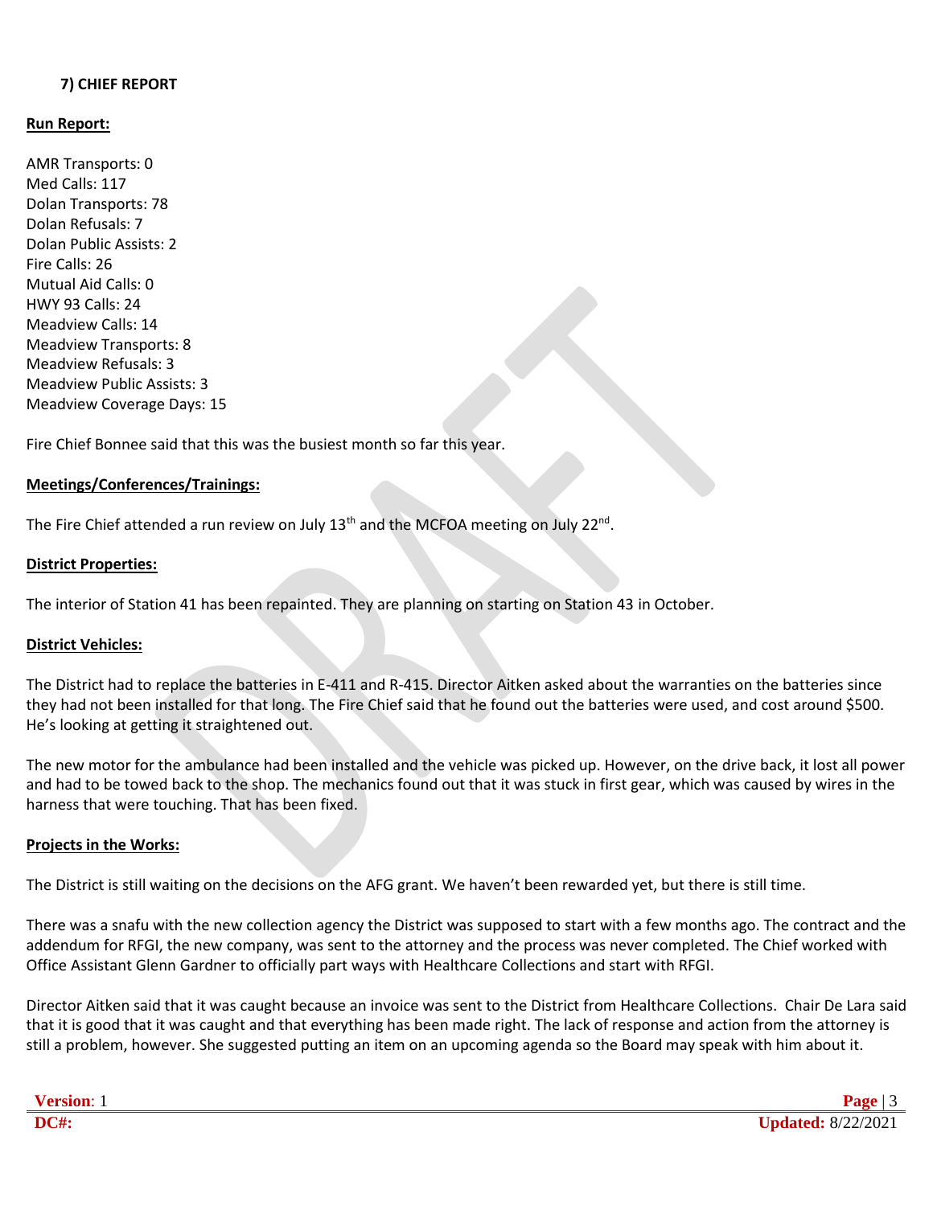### 7) CHIEF REPORT

**Run Report:**

AMR Transports: 0
Med Calls: 117
Dolan Transports: 78
Dolan Refusals: 7
Dolan Public Assists: 2
Fire Calls: 26
Mutual Aid Calls: 0
HWY 93 Calls: 24
Meadview Calls: 14
Meadview Transports: 8
Meadview Refusals: 3
Meadview Public Assists: 3
Meadview Coverage Days: 15

Fire Chief Bonnee said that this was the busiest month so far this year.

**Meetings/Conferences/Trainings:**

The Fire Chief attended a run review on July 13th and the MCFOA meeting on July 22nd.

**District Properties:**

The interior of Station 41 has been repainted. They are planning on starting on Station 43 in October.

**District Vehicles:**

The District had to replace the batteries in E-411 and R-415. Director Aitken asked about the warranties on the batteries since they had not been installed for that long. The Fire Chief said that he found out the batteries were used, and cost around $500. He's looking at getting it straightened out.

The new motor for the ambulance had been installed and the vehicle was picked up. However, on the drive back, it lost all power and had to be towed back to the shop. The mechanics found out that it was stuck in first gear, which was caused by wires in the harness that were touching. That has been fixed.

**Projects in the Works:**

The District is still waiting on the decisions on the AFG grant. We haven't been rewarded yet, but there is still time.

There was a snafu with the new collection agency the District was supposed to start with a few months ago. The contract and the addendum for RFGI, the new company, was sent to the attorney and the process was never completed. The Chief worked with Office Assistant Glenn Gardner to officially part ways with Healthcare Collections and start with RFGI.

Director Aitken said that it was caught because an invoice was sent to the District from Healthcare Collections. Chair De Lara said that it is good that it was caught and that everything has been made right. The lack of response and action from the attorney is still a problem, however. She suggested putting an item on an upcoming agenda so the Board may speak with him about it.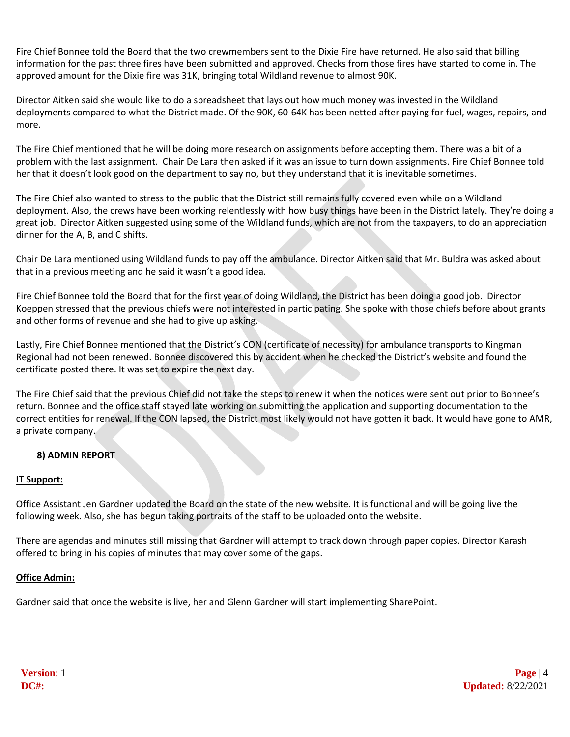Fire Chief Bonnee told the Board that the two crewmembers sent to the Dixie Fire have returned. He also said that billing information for the past three fires have been submitted and approved. Checks from those fires have started to come in. The approved amount for the Dixie fire was 31K, bringing total Wildland revenue to almost 90K.

Director Aitken said she would like to do a spreadsheet that lays out how much money was invested in the Wildland deployments compared to what the District made. Of the 90K, 60-64K has been netted after paying for fuel, wages, repairs, and more.

The Fire Chief mentioned that he will be doing more research on assignments before accepting them. There was a bit of a problem with the last assignment. Chair De Lara then asked if it was an issue to turn down assignments. Fire Chief Bonnee told her that it doesn't look good on the department to say no, but they understand that it is inevitable sometimes.

The Fire Chief also wanted to stress to the public that the District still remains fully covered even while on a Wildland deployment. Also, the crews have been working relentlessly with how busy things have been in the District lately. They're doing a great job. Director Aitken suggested using some of the Wildland funds, which are not from the taxpayers, to do an appreciation dinner for the A, B, and C shifts.

Chair De Lara mentioned using Wildland funds to pay off the ambulance. Director Aitken said that Mr. Buldra was asked about that in a previous meeting and he said it wasn't a good idea.

Fire Chief Bonnee told the Board that for the first year of doing Wildland, the District has been doing a good job. Director Koeppen stressed that the previous chiefs were not interested in participating. She spoke with those chiefs before about grants and other forms of revenue and she had to give up asking.

Lastly, Fire Chief Bonnee mentioned that the District's CON (certificate of necessity) for ambulance transports to Kingman Regional had not been renewed. Bonnee discovered this by accident when he checked the District's website and found the certificate posted there. It was set to expire the next day.

The Fire Chief said that the previous Chief did not take the steps to renew it when the notices were sent out prior to Bonnee's return. Bonnee and the office staff stayed late working on submitting the application and supporting documentation to the correct entities for renewal. If the CON lapsed, the District most likely would not have gotten it back. It would have gone to AMR, a private company.

**8) ADMIN REPORT**

**IT Support:**

Office Assistant Jen Gardner updated the Board on the state of the new website. It is functional and will be going live the following week. Also, she has begun taking portraits of the staff to be uploaded onto the website.

There are agendas and minutes still missing that Gardner will attempt to track down through paper copies. Director Karash offered to bring in his copies of minutes that may cover some of the gaps.

**Office Admin:**

Gardner said that once the website is live, her and Glenn Gardner will start implementing SharePoint.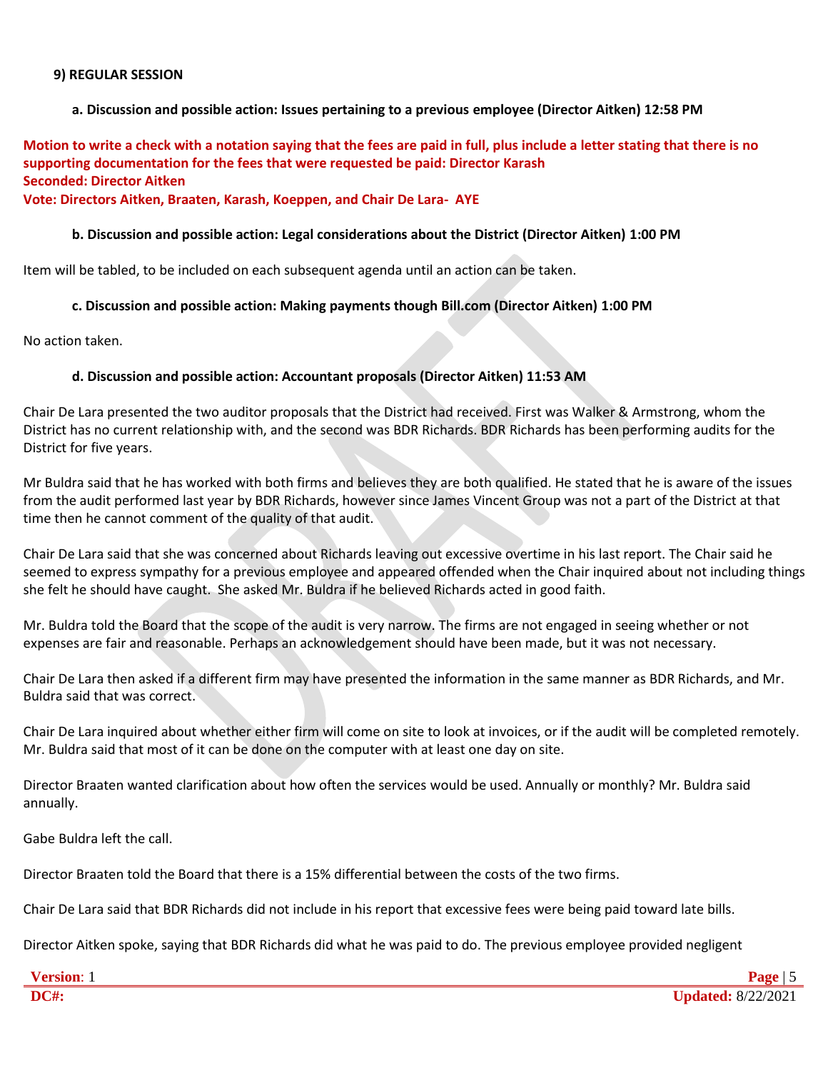**9) REGULAR SESSION**

**a. Discussion and possible action: Issues pertaining to a previous employee (Director Aitken) 12:58 PM**

**Motion to write a check with a notation saying that the fees are paid in full, plus include a letter stating that there is no supporting documentation for the fees that were requested be paid: Director Karash**
**Seconded: Director Aitken**
**Vote: Directors Aitken, Braaten, Karash, Koeppen, and Chair De Lara- AYE**

**b. Discussion and possible action: Legal considerations about the District (Director Aitken) 1:00 PM**

Item will be tabled, to be included on each subsequent agenda until an action can be taken.

**c. Discussion and possible action: Making payments though Bill.com (Director Aitken) 1:00 PM**

No action taken.

**d. Discussion and possible action: Accountant proposals (Director Aitken) 11:53 AM**

Chair De Lara presented the two auditor proposals that the District had received. First was Walker & Armstrong, whom the District has no current relationship with, and the second was BDR Richards. BDR Richards has been performing audits for the District for five years.

Mr Buldra said that he has worked with both firms and believes they are both qualified. He stated that he is aware of the issues from the audit performed last year by BDR Richards, however since James Vincent Group was not a part of the District at that time then he cannot comment of the quality of that audit.

Chair De Lara said that she was concerned about Richards leaving out excessive overtime in his last report. The Chair said he seemed to express sympathy for a previous employee and appeared offended when the Chair inquired about not including things she felt he should have caught. She asked Mr. Buldra if he believed Richards acted in good faith.

Mr. Buldra told the Board that the scope of the audit is very narrow. The firms are not engaged in seeing whether or not expenses are fair and reasonable. Perhaps an acknowledgement should have been made, but it was not necessary.

Chair De Lara then asked if a different firm may have presented the information in the same manner as BDR Richards, and Mr. Buldra said that was correct.

Chair De Lara inquired about whether either firm will come on site to look at invoices, or if the audit will be completed remotely. Mr. Buldra said that most of it can be done on the computer with at least one day on site.

Director Braaten wanted clarification about how often the services would be used. Annually or monthly? Mr. Buldra said annually.

Gabe Buldra left the call.

Director Braaten told the Board that there is a 15% differential between the costs of the two firms.

Chair De Lara said that BDR Richards did not include in his report that excessive fees were being paid toward late bills.

Director Aitken spoke, saying that BDR Richards did what he was paid to do. The previous employee provided negligent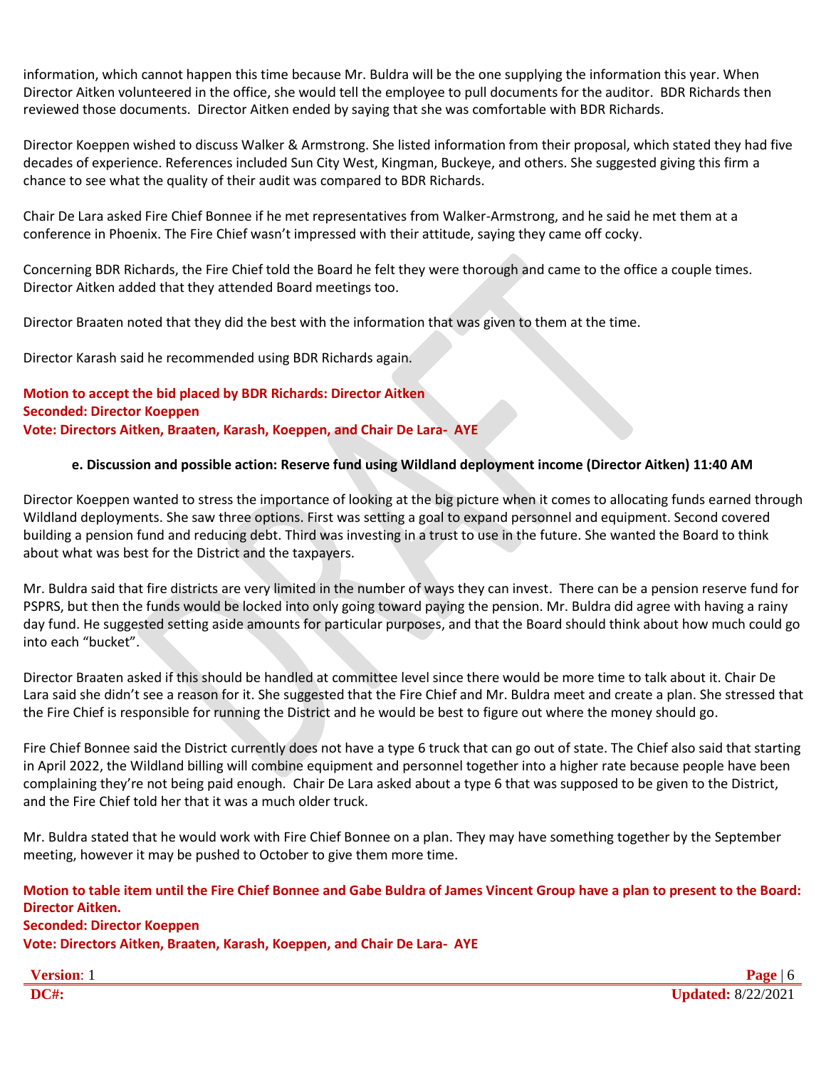information, which cannot happen this time because Mr. Buldra will be the one supplying the information this year. When Director Aitken volunteered in the office, she would tell the employee to pull documents for the auditor. BDR Richards then reviewed those documents. Director Aitken ended by saying that she was comfortable with BDR Richards.

Director Koeppen wished to discuss Walker & Armstrong. She listed information from their proposal, which stated they had five decades of experience. References included Sun City West, Kingman, Buckeye, and others. She suggested giving this firm a chance to see what the quality of their audit was compared to BDR Richards.

Chair De Lara asked Fire Chief Bonnee if he met representatives from Walker-Armstrong, and he said he met them at a conference in Phoenix. The Fire Chief wasn't impressed with their attitude, saying they came off cocky.

Concerning BDR Richards, the Fire Chief told the Board he felt they were thorough and came to the office a couple times. Director Aitken added that they attended Board meetings too.

Director Braaten noted that they did the best with the information that was given to them at the time.

Director Karash said he recommended using BDR Richards again.

**Motion to accept the bid placed by BDR Richards: Director Aitken**
**Seconded: Director Koeppen**
**Vote: Directors Aitken, Braaten, Karash, Koeppen, and Chair De Lara- AYE**

**e. Discussion and possible action: Reserve fund using Wildland deployment income (Director Aitken) 11:40 AM**

Director Koeppen wanted to stress the importance of looking at the big picture when it comes to allocating funds earned through Wildland deployments. She saw three options. First was setting a goal to expand personnel and equipment. Second covered building a pension fund and reducing debt. Third was investing in a trust to use in the future. She wanted the Board to think about what was best for the District and the taxpayers.

Mr. Buldra said that fire districts are very limited in the number of ways they can invest. There can be a pension reserve fund for PSPRS, but then the funds would be locked into only going toward paying the pension. Mr. Buldra did agree with having a rainy day fund. He suggested setting aside amounts for particular purposes, and that the Board should think about how much could go into each "bucket".

Director Braaten asked if this should be handled at committee level since there would be more time to talk about it. Chair De Lara said she didn't see a reason for it. She suggested that the Fire Chief and Mr. Buldra meet and create a plan. She stressed that the Fire Chief is responsible for running the District and he would be best to figure out where the money should go.

Fire Chief Bonnee said the District currently does not have a type 6 truck that can go out of state. The Chief also said that starting in April 2022, the Wildland billing will combine equipment and personnel together into a higher rate because people have been complaining they're not being paid enough. Chair De Lara asked about a type 6 that was supposed to be given to the District, and the Fire Chief told her that it was a much older truck.

Mr. Buldra stated that he would work with Fire Chief Bonnee on a plan. They may have something together by the September meeting, however it may be pushed to October to give them more time.

**Motion to table item until the Fire Chief Bonnee and Gabe Buldra of James Vincent Group have a plan to present to the Board: Director Aitken.**
**Seconded: Director Koeppen**
**Vote: Directors Aitken, Braaten, Karash, Koeppen, and Chair De Lara- AYE**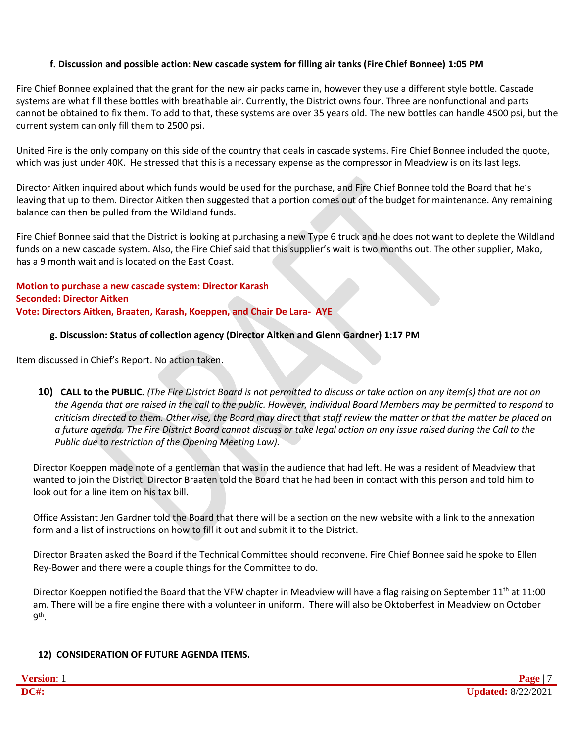#### f. Discussion and possible action: New cascade system for filling air tanks (Fire Chief Bonnee) 1:05 PM

Fire Chief Bonnee explained that the grant for the new air packs came in, however they use a different style bottle. Cascade systems are what fill these bottles with breathable air. Currently, the District owns four. Three are nonfunctional and parts cannot be obtained to fix them. To add to that, these systems are over 35 years old. The new bottles can handle 4500 psi, but the current system can only fill them to 2500 psi.

United Fire is the only company on this side of the country that deals in cascade systems. Fire Chief Bonnee included the quote, which was just under 40K. He stressed that this is a necessary expense as the compressor in Meadview is on its last legs.

Director Aitken inquired about which funds would be used for the purchase, and Fire Chief Bonnee told the Board that he's leaving that up to them. Director Aitken then suggested that a portion comes out of the budget for maintenance. Any remaining balance can then be pulled from the Wildland funds.

Fire Chief Bonnee said that the District is looking at purchasing a new Type 6 truck and he does not want to deplete the Wildland funds on a new cascade system. Also, the Fire Chief said that this supplier's wait is two months out. The other supplier, Mako, has a 9 month wait and is located on the East Coast.

**Motion to purchase a new cascade system: Director Karash**
**Seconded: Director Aitken**
**Vote: Directors Aitken, Braaten, Karash, Koeppen, and Chair De Lara- AYE**

#### g. Discussion: Status of collection agency (Director Aitken and Glenn Gardner) 1:17 PM

Item discussed in Chief's Report. No action taken.

**10) CALL to the PUBLIC.** *(The Fire District Board is not permitted to discuss or take action on any item(s) that are not on the Agenda that are raised in the call to the public. However, individual Board Members may be permitted to respond to criticism directed to them. Otherwise, the Board may direct that staff review the matter or that the matter be placed on a future agenda. The Fire District Board cannot discuss or take legal action on any issue raised during the Call to the Public due to restriction of the Opening Meeting Law).*

Director Koeppen made note of a gentleman that was in the audience that had left. He was a resident of Meadview that wanted to join the District. Director Braaten told the Board that he had been in contact with this person and told him to look out for a line item on his tax bill.

Office Assistant Jen Gardner told the Board that there will be a section on the new website with a link to the annexation form and a list of instructions on how to fill it out and submit it to the District.

Director Braaten asked the Board if the Technical Committee should reconvene. Fire Chief Bonnee said he spoke to Ellen Rey-Bower and there were a couple things for the Committee to do.

Director Koeppen notified the Board that the VFW chapter in Meadview will have a flag raising on September 11th at 11:00 am. There will be a fire engine there with a volunteer in uniform. There will also be Oktoberfest in Meadview on October 9th.

**12) CONSIDERATION OF FUTURE AGENDA ITEMS.**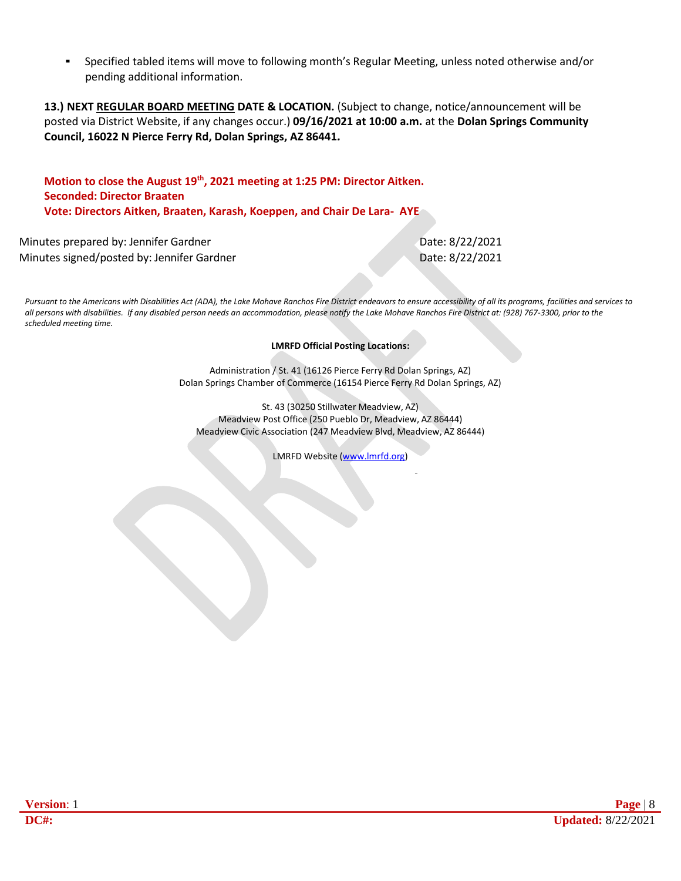- Specified tabled items will move to following month's Regular Meeting, unless noted otherwise and/or pending additional information.

**13.) NEXT REGULAR BOARD MEETING DATE & LOCATION.** (Subject to change, notice/announcement will be posted via District Website, if any changes occur.) **09/16/2021 at 10:00 a.m.** at the **Dolan Springs Community Council, 16022 N Pierce Ferry Rd, Dolan Springs, AZ 86441.**

**Motion to close the August 19th, 2021 meeting at 1:25 PM: Director Aitken.**
**Seconded: Director Braaten**
**Vote: Directors Aitken, Braaten, Karash, Koeppen, and Chair De Lara- AYE**

Minutes prepared by: Jennifer Gardner Date: 8/22/2021
Minutes signed/posted by: Jennifer Gardner Date: 8/22/2021

*Pursuant to the Americans with Disabilities Act (ADA), the Lake Mohave Ranchos Fire District endeavors to ensure accessibility of all its programs, facilities and services to all persons with disabilities. If any disabled person needs an accommodation, please notify the Lake Mohave Ranchos Fire District at: (928) 767-3300, prior to the scheduled meeting time.*

**LMRFD Official Posting Locations:**

Administration / St. 41 (16126 Pierce Ferry Rd Dolan Springs, AZ)
Dolan Springs Chamber of Commerce (16154 Pierce Ferry Rd Dolan Springs, AZ)

St. 43 (30250 Stillwater Meadview, AZ)
Meadview Post Office (250 Pueblo Dr, Meadview, AZ 86444)
Meadview Civic Association (247 Meadview Blvd, Meadview, AZ 86444)

LMRFD Website (www.lmrfd.org)

DRAFT

**Version**: 1
**DC#:**
**Updated:** 8/22/2021